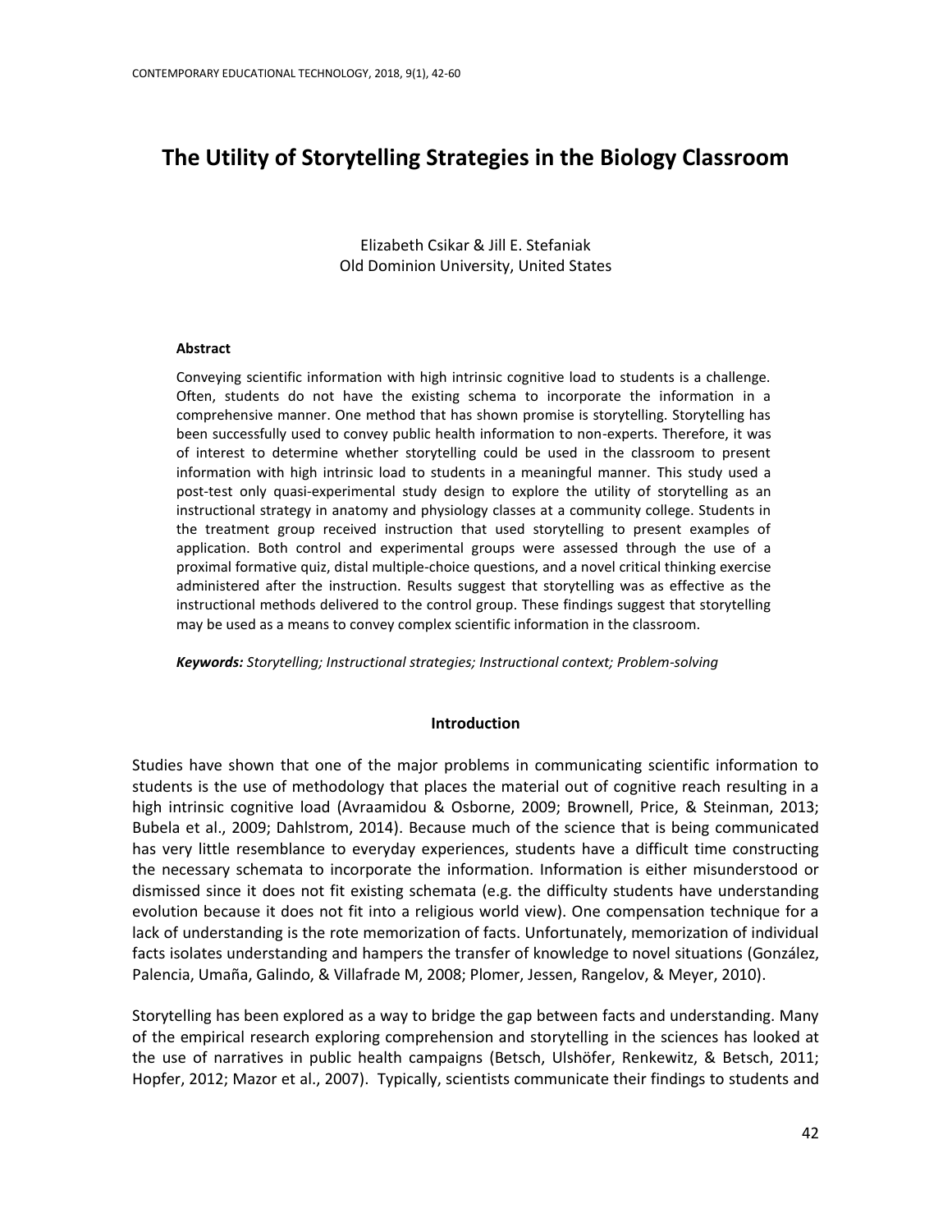# The Utility of Storytelling Strategies in the Biology Classroom

Elizabeth Csikar & Jill E. Stefaniak
Old Dominion University, United States

### Abstract

Conveying scientific information with high intrinsic cognitive load to students is a challenge. Often, students do not have the existing schema to incorporate the information in a comprehensive manner. One method that has shown promise is storytelling. Storytelling has been successfully used to convey public health information to non-experts. Therefore, it was of interest to determine whether storytelling could be used in the classroom to present information with high intrinsic load to students in a meaningful manner. This study used a post-test only quasi-experimental study design to explore the utility of storytelling as an instructional strategy in anatomy and physiology classes at a community college. Students in the treatment group received instruction that used storytelling to present examples of application. Both control and experimental groups were assessed through the use of a proximal formative quiz, distal multiple-choice questions, and a novel critical thinking exercise administered after the instruction. Results suggest that storytelling was as effective as the instructional methods delivered to the control group. These findings suggest that storytelling may be used as a means to convey complex scientific information in the classroom.

***Keywords:*** *Storytelling; Instructional strategies; Instructional context; Problem-solving*

## Introduction

Studies have shown that one of the major problems in communicating scientific information to students is the use of methodology that places the material out of cognitive reach resulting in a high intrinsic cognitive load (Avraamidou & Osborne, 2009; Brownell, Price, & Steinman, 2013; Bubela et al., 2009; Dahlstrom, 2014). Because much of the science that is being communicated has very little resemblance to everyday experiences, students have a difficult time constructing the necessary schemata to incorporate the information. Information is either misunderstood or dismissed since it does not fit existing schemata (e.g. the difficulty students have understanding evolution because it does not fit into a religious world view). One compensation technique for a lack of understanding is the rote memorization of facts. Unfortunately, memorization of individual facts isolates understanding and hampers the transfer of knowledge to novel situations (González, Palencia, Umaña, Galindo, & Villafrade M, 2008; Plomer, Jessen, Rangelov, & Meyer, 2010).

Storytelling has been explored as a way to bridge the gap between facts and understanding. Many of the empirical research exploring comprehension and storytelling in the sciences has looked at the use of narratives in public health campaigns (Betsch, Ulshöfer, Renkewitz, & Betsch, 2011; Hopfer, 2012; Mazor et al., 2007). Typically, scientists communicate their findings to students and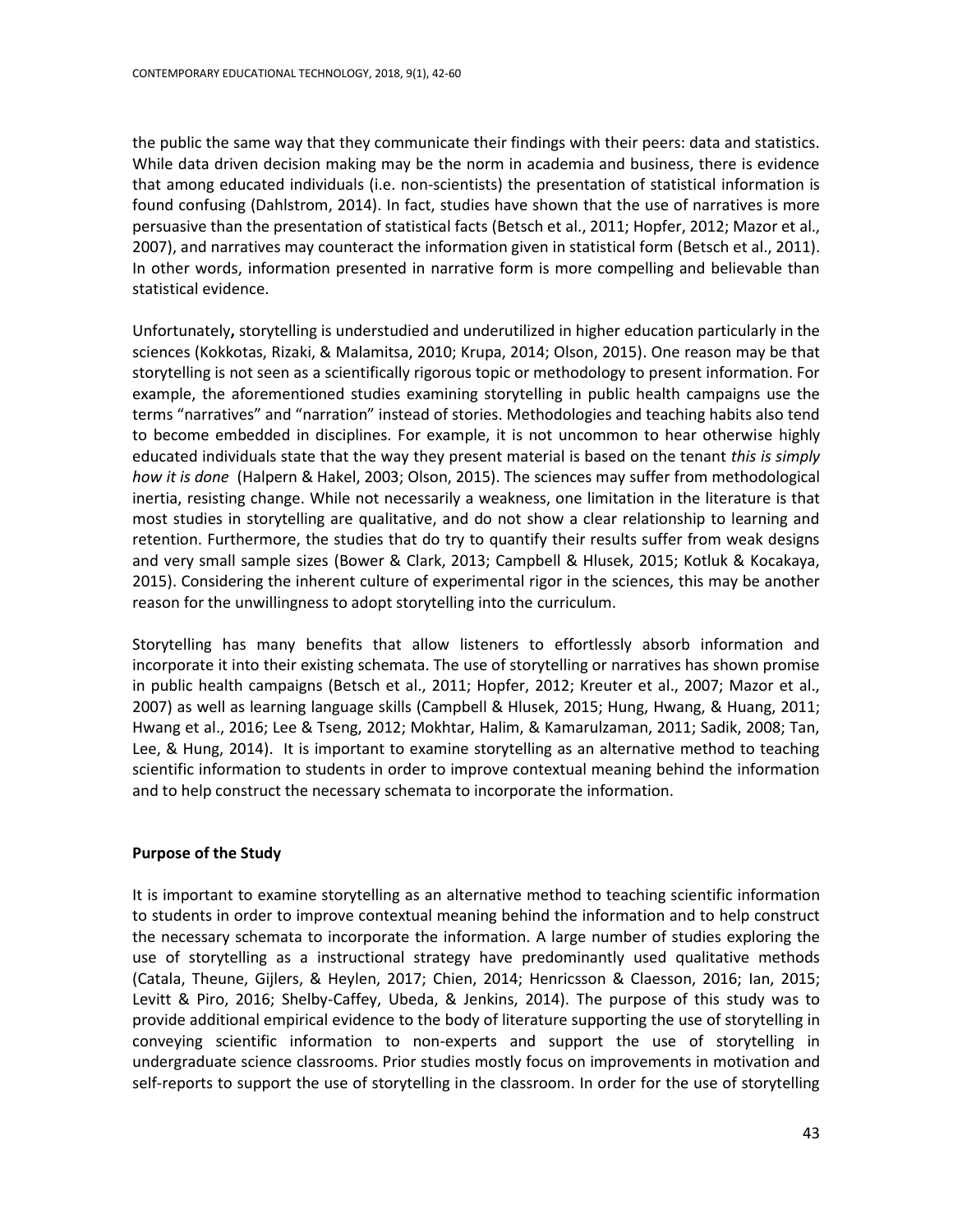the public the same way that they communicate their findings with their peers: data and statistics. While data driven decision making may be the norm in academia and business, there is evidence that among educated individuals (i.e. non-scientists) the presentation of statistical information is found confusing (Dahlstrom, 2014). In fact, studies have shown that the use of narratives is more persuasive than the presentation of statistical facts (Betsch et al., 2011; Hopfer, 2012; Mazor et al., 2007), and narratives may counteract the information given in statistical form (Betsch et al., 2011). In other words, information presented in narrative form is more compelling and believable than statistical evidence.

Unfortunately**,** storytelling is understudied and underutilized in higher education particularly in the sciences (Kokkotas, Rizaki, & Malamitsa, 2010; Krupa, 2014; Olson, 2015). One reason may be that storytelling is not seen as a scientifically rigorous topic or methodology to present information. For example, the aforementioned studies examining storytelling in public health campaigns use the terms "narratives" and "narration" instead of stories. Methodologies and teaching habits also tend to become embedded in disciplines. For example, it is not uncommon to hear otherwise highly educated individuals state that the way they present material is based on the tenant *this is simply how it is done* (Halpern & Hakel, 2003; Olson, 2015). The sciences may suffer from methodological inertia, resisting change. While not necessarily a weakness, one limitation in the literature is that most studies in storytelling are qualitative, and do not show a clear relationship to learning and retention. Furthermore, the studies that do try to quantify their results suffer from weak designs and very small sample sizes (Bower & Clark, 2013; Campbell & Hlusek, 2015; Kotluk & Kocakaya, 2015). Considering the inherent culture of experimental rigor in the sciences, this may be another reason for the unwillingness to adopt storytelling into the curriculum.

Storytelling has many benefits that allow listeners to effortlessly absorb information and incorporate it into their existing schemata. The use of storytelling or narratives has shown promise in public health campaigns (Betsch et al., 2011; Hopfer, 2012; Kreuter et al., 2007; Mazor et al., 2007) as well as learning language skills (Campbell & Hlusek, 2015; Hung, Hwang, & Huang, 2011; Hwang et al., 2016; Lee & Tseng, 2012; Mokhtar, Halim, & Kamarulzaman, 2011; Sadik, 2008; Tan, Lee, & Hung, 2014). It is important to examine storytelling as an alternative method to teaching scientific information to students in order to improve contextual meaning behind the information and to help construct the necessary schemata to incorporate the information.

## Purpose of the Study

It is important to examine storytelling as an alternative method to teaching scientific information to students in order to improve contextual meaning behind the information and to help construct the necessary schemata to incorporate the information. A large number of studies exploring the use of storytelling as a instructional strategy have predominantly used qualitative methods (Catala, Theune, Gijlers, & Heylen, 2017; Chien, 2014; Henricsson & Claesson, 2016; Ian, 2015; Levitt & Piro, 2016; Shelby-Caffey, Ubeda, & Jenkins, 2014). The purpose of this study was to provide additional empirical evidence to the body of literature supporting the use of storytelling in conveying scientific information to non-experts and support the use of storytelling in undergraduate science classrooms. Prior studies mostly focus on improvements in motivation and self-reports to support the use of storytelling in the classroom. In order for the use of storytelling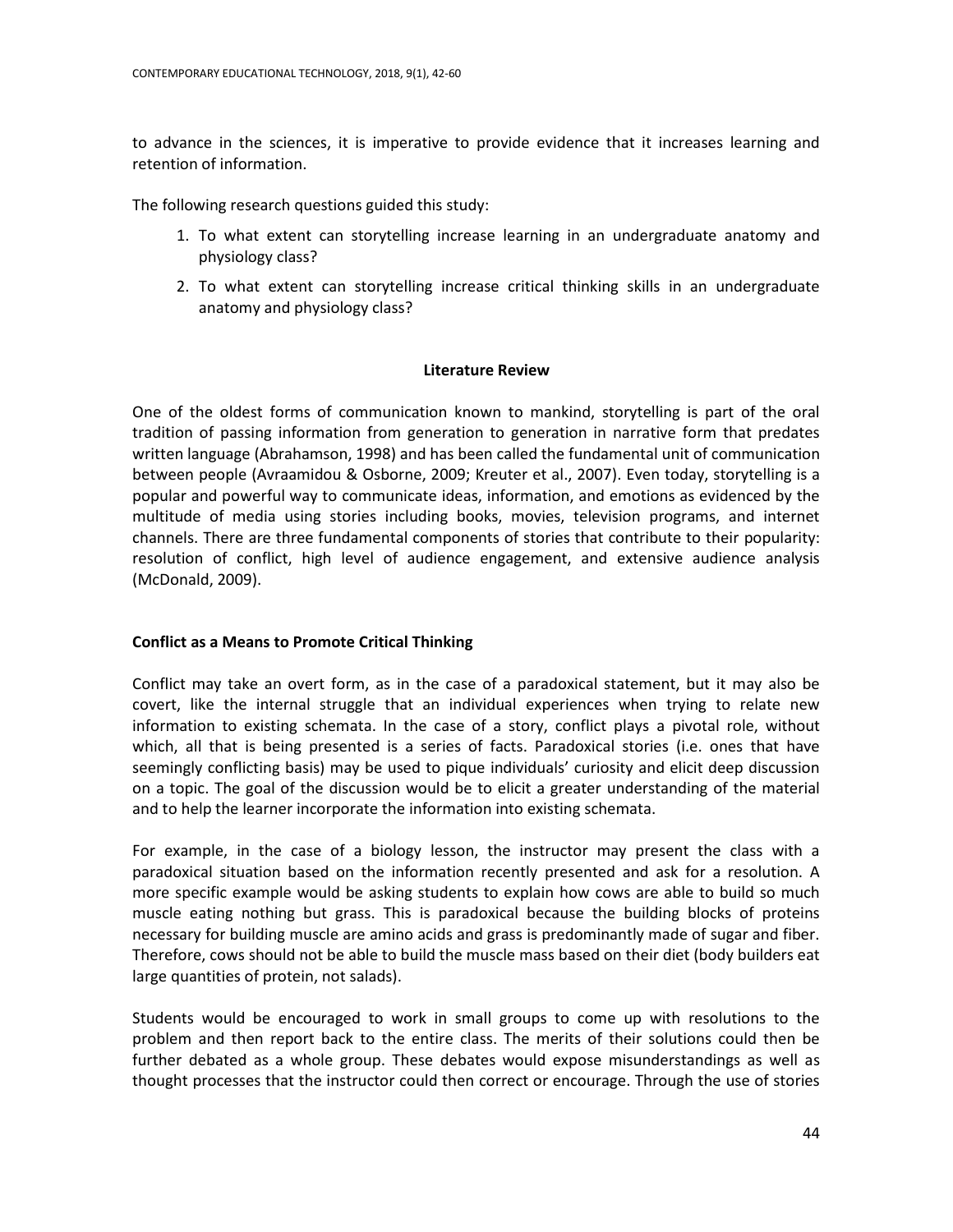to advance in the sciences, it is imperative to provide evidence that it increases learning and retention of information.

The following research questions guided this study:

1. To what extent can storytelling increase learning in an undergraduate anatomy and physiology class?
2. To what extent can storytelling increase critical thinking skills in an undergraduate anatomy and physiology class?

## Literature Review

One of the oldest forms of communication known to mankind, storytelling is part of the oral tradition of passing information from generation to generation in narrative form that predates written language (Abrahamson, 1998) and has been called the fundamental unit of communication between people (Avraamidou & Osborne, 2009; Kreuter et al., 2007). Even today, storytelling is a popular and powerful way to communicate ideas, information, and emotions as evidenced by the multitude of media using stories including books, movies, television programs, and internet channels. There are three fundamental components of stories that contribute to their popularity: resolution of conflict, high level of audience engagement, and extensive audience analysis (McDonald, 2009).

### Conflict as a Means to Promote Critical Thinking

Conflict may take an overt form, as in the case of a paradoxical statement, but it may also be covert, like the internal struggle that an individual experiences when trying to relate new information to existing schemata. In the case of a story, conflict plays a pivotal role, without which, all that is being presented is a series of facts. Paradoxical stories (i.e. ones that have seemingly conflicting basis) may be used to pique individuals' curiosity and elicit deep discussion on a topic. The goal of the discussion would be to elicit a greater understanding of the material and to help the learner incorporate the information into existing schemata.

For example, in the case of a biology lesson, the instructor may present the class with a paradoxical situation based on the information recently presented and ask for a resolution. A more specific example would be asking students to explain how cows are able to build so much muscle eating nothing but grass. This is paradoxical because the building blocks of proteins necessary for building muscle are amino acids and grass is predominantly made of sugar and fiber. Therefore, cows should not be able to build the muscle mass based on their diet (body builders eat large quantities of protein, not salads).

Students would be encouraged to work in small groups to come up with resolutions to the problem and then report back to the entire class. The merits of their solutions could then be further debated as a whole group. These debates would expose misunderstandings as well as thought processes that the instructor could then correct or encourage. Through the use of stories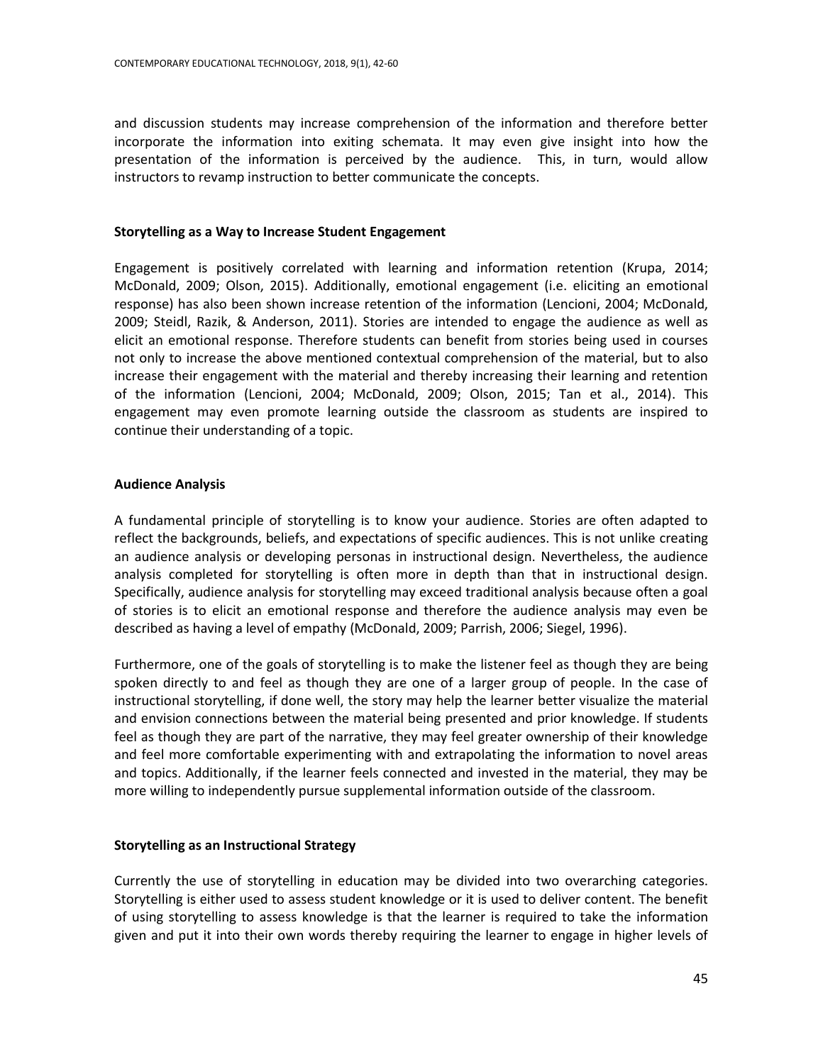and discussion students may increase comprehension of the information and therefore better incorporate the information into exiting schemata. It may even give insight into how the presentation of the information is perceived by the audience. This, in turn, would allow instructors to revamp instruction to better communicate the concepts.

### Storytelling as a Way to Increase Student Engagement

Engagement is positively correlated with learning and information retention (Krupa, 2014; McDonald, 2009; Olson, 2015). Additionally, emotional engagement (i.e. eliciting an emotional response) has also been shown increase retention of the information (Lencioni, 2004; McDonald, 2009; Steidl, Razik, & Anderson, 2011). Stories are intended to engage the audience as well as elicit an emotional response. Therefore students can benefit from stories being used in courses not only to increase the above mentioned contextual comprehension of the material, but to also increase their engagement with the material and thereby increasing their learning and retention of the information (Lencioni, 2004; McDonald, 2009; Olson, 2015; Tan et al., 2014). This engagement may even promote learning outside the classroom as students are inspired to continue their understanding of a topic.

### Audience Analysis

A fundamental principle of storytelling is to know your audience. Stories are often adapted to reflect the backgrounds, beliefs, and expectations of specific audiences. This is not unlike creating an audience analysis or developing personas in instructional design. Nevertheless, the audience analysis completed for storytelling is often more in depth than that in instructional design. Specifically, audience analysis for storytelling may exceed traditional analysis because often a goal of stories is to elicit an emotional response and therefore the audience analysis may even be described as having a level of empathy (McDonald, 2009; Parrish, 2006; Siegel, 1996).

Furthermore, one of the goals of storytelling is to make the listener feel as though they are being spoken directly to and feel as though they are one of a larger group of people. In the case of instructional storytelling, if done well, the story may help the learner better visualize the material and envision connections between the material being presented and prior knowledge. If students feel as though they are part of the narrative, they may feel greater ownership of their knowledge and feel more comfortable experimenting with and extrapolating the information to novel areas and topics. Additionally, if the learner feels connected and invested in the material, they may be more willing to independently pursue supplemental information outside of the classroom.

### Storytelling as an Instructional Strategy

Currently the use of storytelling in education may be divided into two overarching categories. Storytelling is either used to assess student knowledge or it is used to deliver content. The benefit of using storytelling to assess knowledge is that the learner is required to take the information given and put it into their own words thereby requiring the learner to engage in higher levels of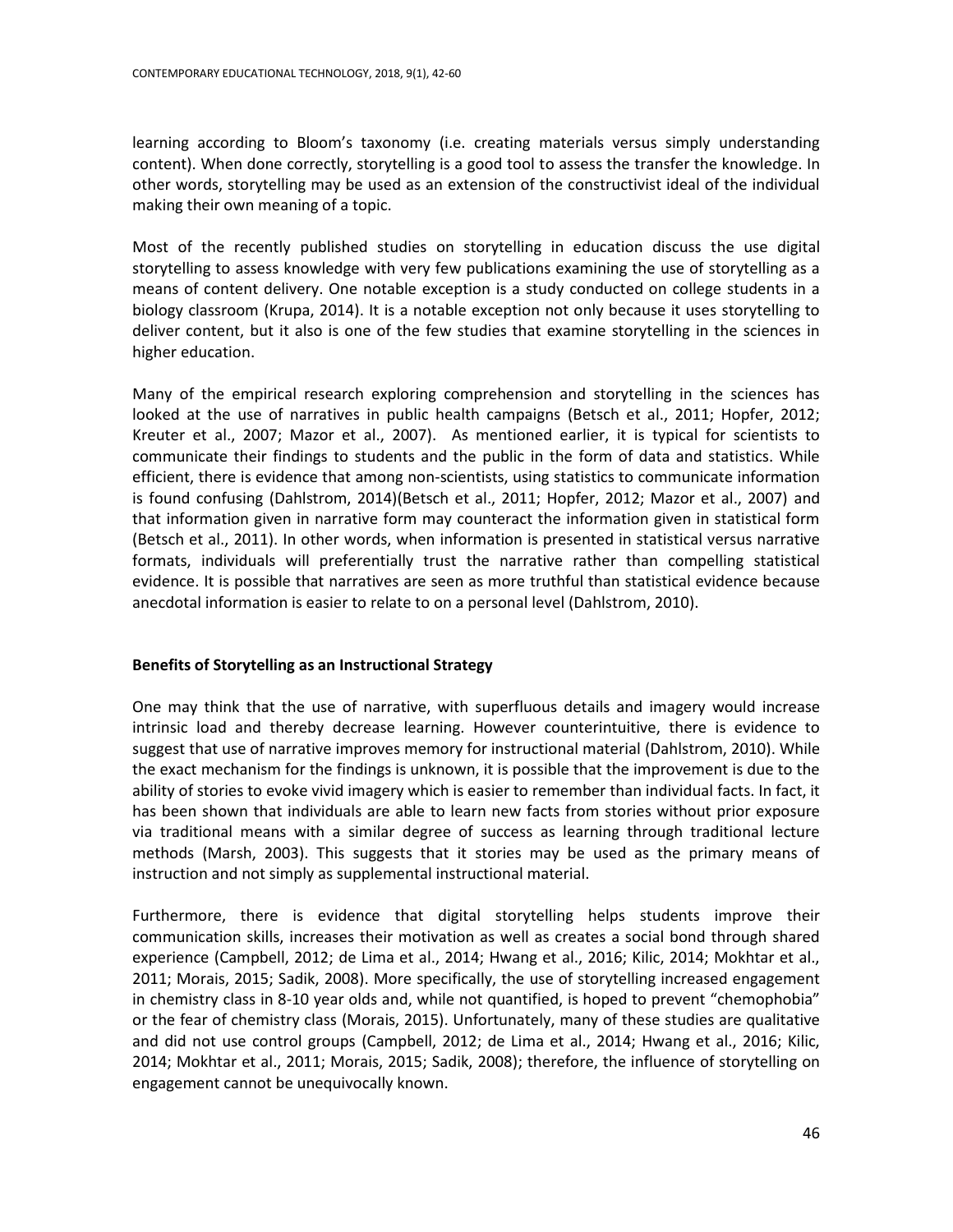learning according to Bloom's taxonomy (i.e. creating materials versus simply understanding content). When done correctly, storytelling is a good tool to assess the transfer the knowledge. In other words, storytelling may be used as an extension of the constructivist ideal of the individual making their own meaning of a topic.

Most of the recently published studies on storytelling in education discuss the use digital storytelling to assess knowledge with very few publications examining the use of storytelling as a means of content delivery. One notable exception is a study conducted on college students in a biology classroom (Krupa, 2014). It is a notable exception not only because it uses storytelling to deliver content, but it also is one of the few studies that examine storytelling in the sciences in higher education.

Many of the empirical research exploring comprehension and storytelling in the sciences has looked at the use of narratives in public health campaigns (Betsch et al., 2011; Hopfer, 2012; Kreuter et al., 2007; Mazor et al., 2007). As mentioned earlier, it is typical for scientists to communicate their findings to students and the public in the form of data and statistics. While efficient, there is evidence that among non-scientists, using statistics to communicate information is found confusing (Dahlstrom, 2014)(Betsch et al., 2011; Hopfer, 2012; Mazor et al., 2007) and that information given in narrative form may counteract the information given in statistical form (Betsch et al., 2011). In other words, when information is presented in statistical versus narrative formats, individuals will preferentially trust the narrative rather than compelling statistical evidence. It is possible that narratives are seen as more truthful than statistical evidence because anecdotal information is easier to relate to on a personal level (Dahlstrom, 2010).

**Benefits of Storytelling as an Instructional Strategy**

One may think that the use of narrative, with superfluous details and imagery would increase intrinsic load and thereby decrease learning. However counterintuitive, there is evidence to suggest that use of narrative improves memory for instructional material (Dahlstrom, 2010). While the exact mechanism for the findings is unknown, it is possible that the improvement is due to the ability of stories to evoke vivid imagery which is easier to remember than individual facts. In fact, it has been shown that individuals are able to learn new facts from stories without prior exposure via traditional means with a similar degree of success as learning through traditional lecture methods (Marsh, 2003). This suggests that it stories may be used as the primary means of instruction and not simply as supplemental instructional material.

Furthermore, there is evidence that digital storytelling helps students improve their communication skills, increases their motivation as well as creates a social bond through shared experience (Campbell, 2012; de Lima et al., 2014; Hwang et al., 2016; Kilic, 2014; Mokhtar et al., 2011; Morais, 2015; Sadik, 2008). More specifically, the use of storytelling increased engagement in chemistry class in 8-10 year olds and, while not quantified, is hoped to prevent "chemophobia" or the fear of chemistry class (Morais, 2015). Unfortunately, many of these studies are qualitative and did not use control groups (Campbell, 2012; de Lima et al., 2014; Hwang et al., 2016; Kilic, 2014; Mokhtar et al., 2011; Morais, 2015; Sadik, 2008); therefore, the influence of storytelling on engagement cannot be unequivocally known.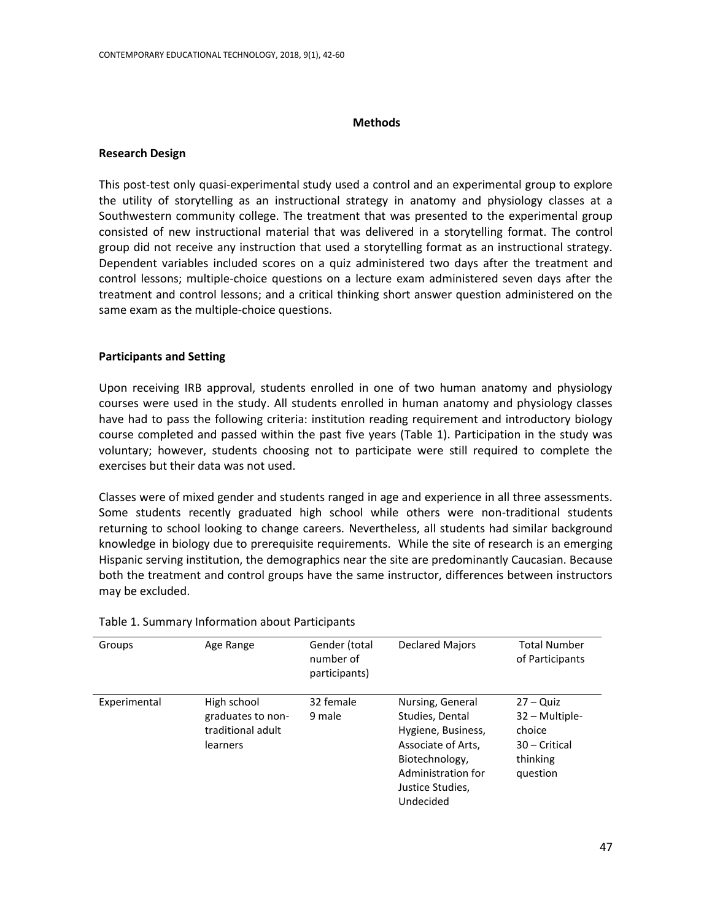## Methods

### Research Design

This post-test only quasi-experimental study used a control and an experimental group to explore the utility of storytelling as an instructional strategy in anatomy and physiology classes at a Southwestern community college. The treatment that was presented to the experimental group consisted of new instructional material that was delivered in a storytelling format. The control group did not receive any instruction that used a storytelling format as an instructional strategy. Dependent variables included scores on a quiz administered two days after the treatment and control lessons; multiple-choice questions on a lecture exam administered seven days after the treatment and control lessons; and a critical thinking short answer question administered on the same exam as the multiple-choice questions.

### Participants and Setting

Upon receiving IRB approval, students enrolled in one of two human anatomy and physiology courses were used in the study. All students enrolled in human anatomy and physiology classes have had to pass the following criteria: institution reading requirement and introductory biology course completed and passed within the past five years (Table 1). Participation in the study was voluntary; however, students choosing not to participate were still required to complete the exercises but their data was not used.

Classes were of mixed gender and students ranged in age and experience in all three assessments. Some students recently graduated high school while others were non-traditional students returning to school looking to change careers. Nevertheless, all students had similar background knowledge in biology due to prerequisite requirements. While the site of research is an emerging Hispanic serving institution, the demographics near the site are predominantly Caucasian. Because both the treatment and control groups have the same instructor, differences between instructors may be excluded.

Table 1. Summary Information about Participants

| Groups | Age Range | Gender (total number of participants) | Declared Majors | Total Number of Participants |
|---|---|---|---|---|
| Experimental | High school graduates to non-traditional adult learners | 32 female<br>9 male | Nursing, General Studies, Dental Hygiene, Business, Associate of Arts, Biotechnology, Administration for Justice Studies, Undecided | 27 – Quiz<br>32 – Multiple-choice<br>30 – Critical thinking question |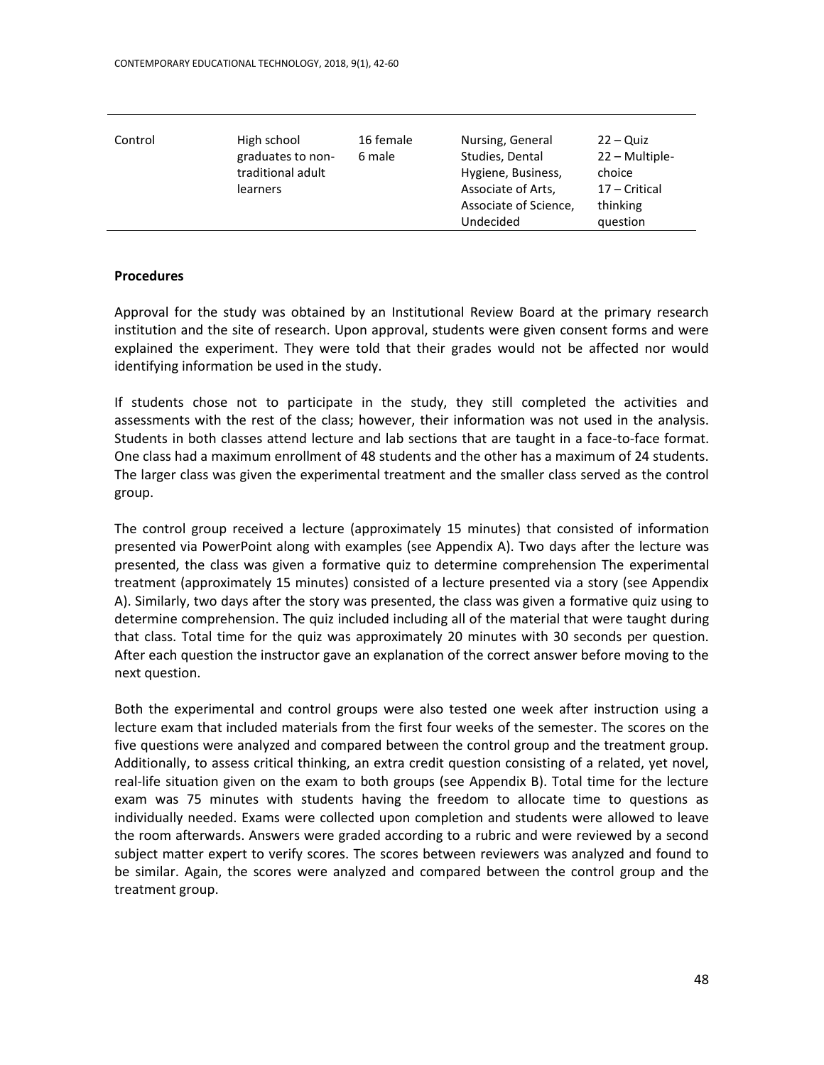| | | | | |
|---|---|---|---|---|
| Control | High school graduates to non-traditional adult learners | 16 female<br>6 male | Nursing, General Studies, Dental Hygiene, Business, Associate of Arts, Associate of Science, Undecided | 22 – Quiz<br>22 – Multiple-choice<br>17 – Critical thinking question |

**Procedures**

Approval for the study was obtained by an Institutional Review Board at the primary research institution and the site of research. Upon approval, students were given consent forms and were explained the experiment. They were told that their grades would not be affected nor would identifying information be used in the study.

If students chose not to participate in the study, they still completed the activities and assessments with the rest of the class; however, their information was not used in the analysis. Students in both classes attend lecture and lab sections that are taught in a face-to-face format. One class had a maximum enrollment of 48 students and the other has a maximum of 24 students. The larger class was given the experimental treatment and the smaller class served as the control group.

The control group received a lecture (approximately 15 minutes) that consisted of information presented via PowerPoint along with examples (see Appendix A). Two days after the lecture was presented, the class was given a formative quiz to determine comprehension The experimental treatment (approximately 15 minutes) consisted of a lecture presented via a story (see Appendix A). Similarly, two days after the story was presented, the class was given a formative quiz using to determine comprehension. The quiz included including all of the material that were taught during that class. Total time for the quiz was approximately 20 minutes with 30 seconds per question. After each question the instructor gave an explanation of the correct answer before moving to the next question.

Both the experimental and control groups were also tested one week after instruction using a lecture exam that included materials from the first four weeks of the semester. The scores on the five questions were analyzed and compared between the control group and the treatment group. Additionally, to assess critical thinking, an extra credit question consisting of a related, yet novel, real-life situation given on the exam to both groups (see Appendix B). Total time for the lecture exam was 75 minutes with students having the freedom to allocate time to questions as individually needed. Exams were collected upon completion and students were allowed to leave the room afterwards. Answers were graded according to a rubric and were reviewed by a second subject matter expert to verify scores. The scores between reviewers was analyzed and found to be similar. Again, the scores were analyzed and compared between the control group and the treatment group.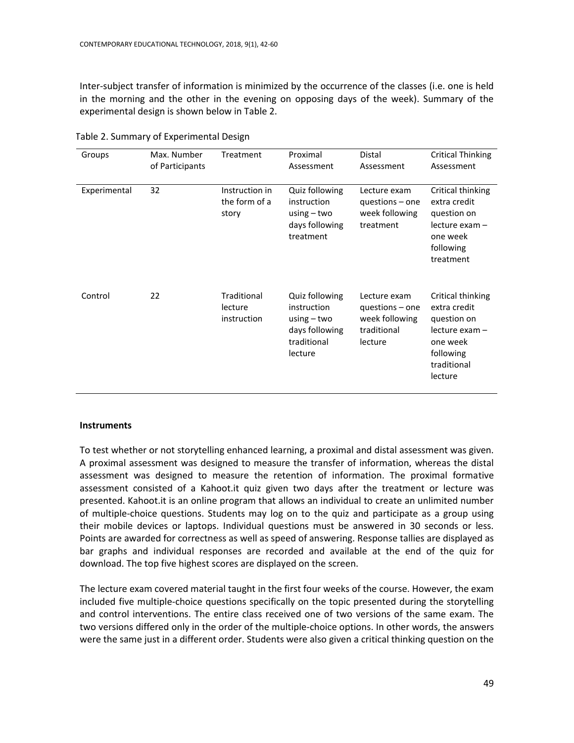Inter-subject transfer of information is minimized by the occurrence of the classes (i.e. one is held in the morning and the other in the evening on opposing days of the week). Summary of the experimental design is shown below in Table 2.

Table 2. Summary of Experimental Design

| Groups | Max. Number of Participants | Treatment | Proximal Assessment | Distal Assessment | Critical Thinking Assessment |
|---|---|---|---|---|---|
| Experimental | 32 | Instruction in the form of a story | Quiz following instruction using – two days following treatment | Lecture exam questions – one week following treatment | Critical thinking extra credit question on lecture exam – one week following treatment |
| Control | 22 | Traditional lecture instruction | Quiz following instruction using – two days following traditional lecture | Lecture exam questions – one week following traditional lecture | Critical thinking extra credit question on lecture exam – one week following traditional lecture |

**Instruments**

To test whether or not storytelling enhanced learning, a proximal and distal assessment was given. A proximal assessment was designed to measure the transfer of information, whereas the distal assessment was designed to measure the retention of information. The proximal formative assessment consisted of a Kahoot.it quiz given two days after the treatment or lecture was presented. Kahoot.it is an online program that allows an individual to create an unlimited number of multiple-choice questions. Students may log on to the quiz and participate as a group using their mobile devices or laptops. Individual questions must be answered in 30 seconds or less. Points are awarded for correctness as well as speed of answering. Response tallies are displayed as bar graphs and individual responses are recorded and available at the end of the quiz for download. The top five highest scores are displayed on the screen.

The lecture exam covered material taught in the first four weeks of the course. However, the exam included five multiple-choice questions specifically on the topic presented during the storytelling and control interventions. The entire class received one of two versions of the same exam. The two versions differed only in the order of the multiple-choice options. In other words, the answers were the same just in a different order. Students were also given a critical thinking question on the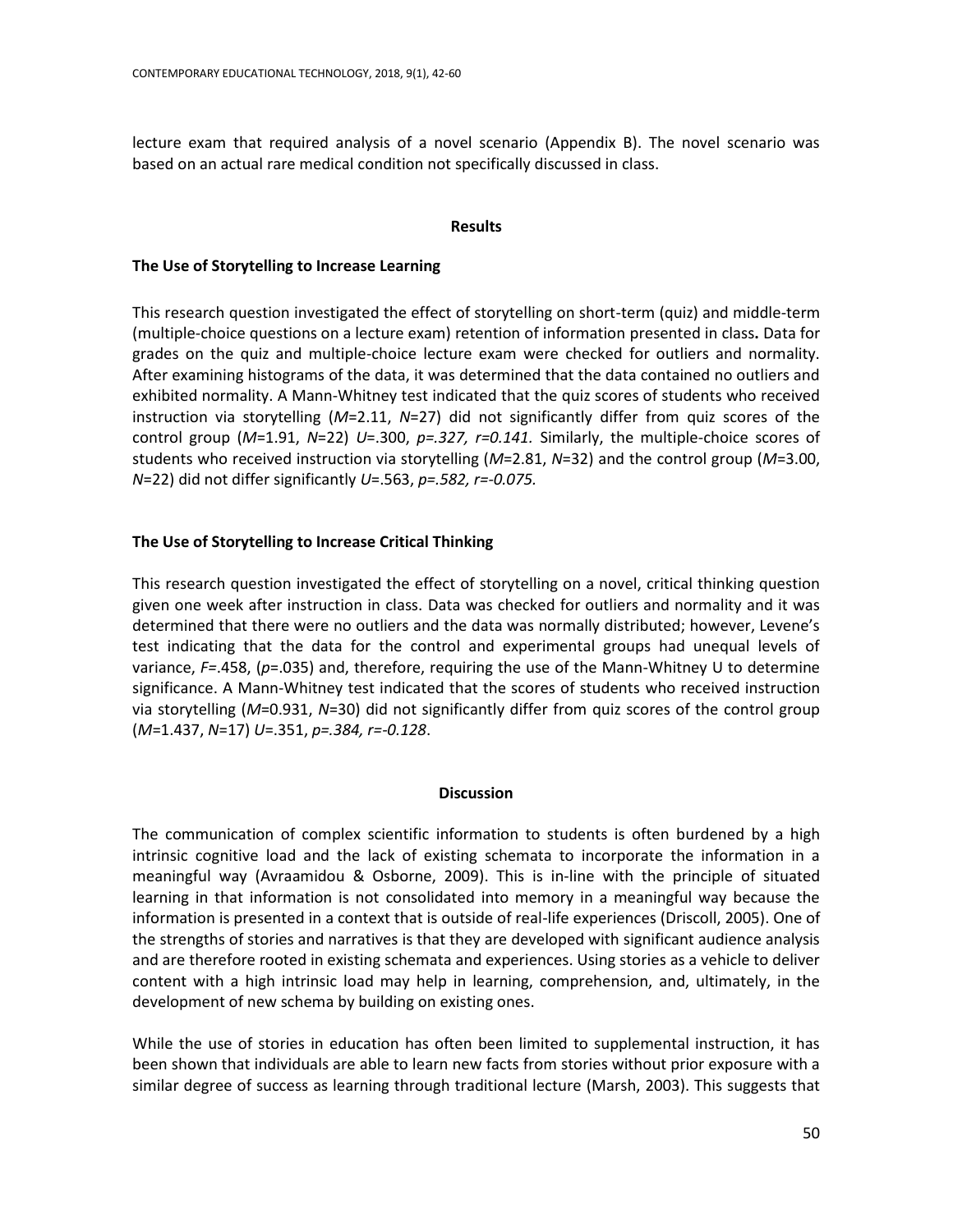lecture exam that required analysis of a novel scenario (Appendix B). The novel scenario was based on an actual rare medical condition not specifically discussed in class.

## Results

### The Use of Storytelling to Increase Learning

This research question investigated the effect of storytelling on short-term (quiz) and middle-term (multiple-choice questions on a lecture exam) retention of information presented in class**.** Data for grades on the quiz and multiple-choice lecture exam were checked for outliers and normality. After examining histograms of the data, it was determined that the data contained no outliers and exhibited normality. A Mann-Whitney test indicated that the quiz scores of students who received instruction via storytelling ($M$=2.11, $N$=27) did not significantly differ from quiz scores of the control group ($M$=1.91, $N$=22) $U$=.300, $p$=.327, $r$=0.141. Similarly, the multiple-choice scores of students who received instruction via storytelling ($M$=2.81, $N$=32) and the control group ($M$=3.00, $N$=22) did not differ significantly $U$=.563, $p$=.582, $r$=-0.075.

### The Use of Storytelling to Increase Critical Thinking

This research question investigated the effect of storytelling on a novel, critical thinking question given one week after instruction in class. Data was checked for outliers and normality and it was determined that there were no outliers and the data was normally distributed; however, Levene's test indicating that the data for the control and experimental groups had unequal levels of variance, $F$=.458, ($p$=.035) and, therefore, requiring the use of the Mann-Whitney U to determine significance. A Mann-Whitney test indicated that the scores of students who received instruction via storytelling ($M$=0.931, $N$=30) did not significantly differ from quiz scores of the control group ($M$=1.437, $N$=17) $U$=.351, $p$=.384, $r$=-0.128.

## Discussion

The communication of complex scientific information to students is often burdened by a high intrinsic cognitive load and the lack of existing schemata to incorporate the information in a meaningful way (Avraamidou & Osborne, 2009). This is in-line with the principle of situated learning in that information is not consolidated into memory in a meaningful way because the information is presented in a context that is outside of real-life experiences (Driscoll, 2005). One of the strengths of stories and narratives is that they are developed with significant audience analysis and are therefore rooted in existing schemata and experiences. Using stories as a vehicle to deliver content with a high intrinsic load may help in learning, comprehension, and, ultimately, in the development of new schema by building on existing ones.

While the use of stories in education has often been limited to supplemental instruction, it has been shown that individuals are able to learn new facts from stories without prior exposure with a similar degree of success as learning through traditional lecture (Marsh, 2003). This suggests that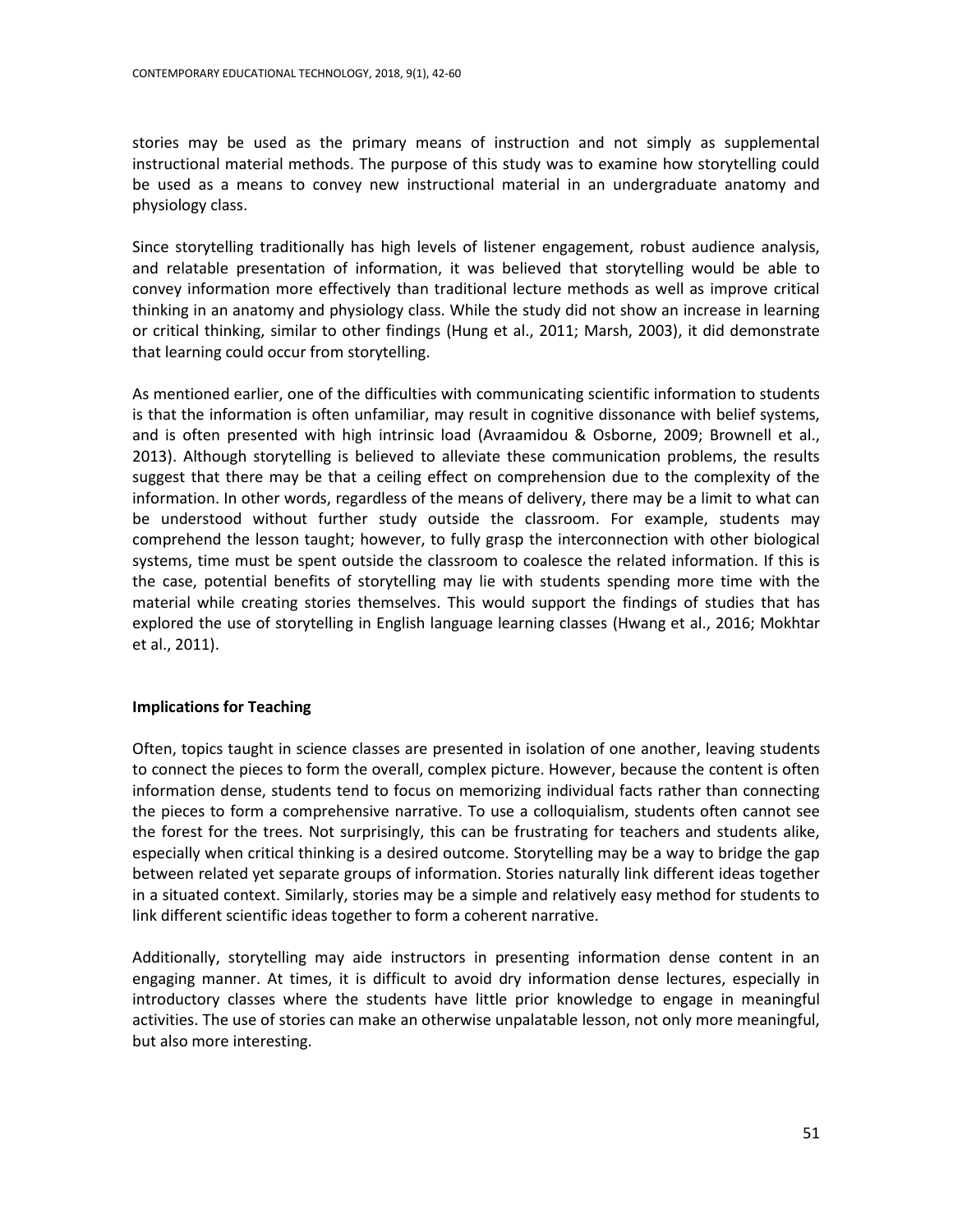stories may be used as the primary means of instruction and not simply as supplemental instructional material methods. The purpose of this study was to examine how storytelling could be used as a means to convey new instructional material in an undergraduate anatomy and physiology class.

Since storytelling traditionally has high levels of listener engagement, robust audience analysis, and relatable presentation of information, it was believed that storytelling would be able to convey information more effectively than traditional lecture methods as well as improve critical thinking in an anatomy and physiology class. While the study did not show an increase in learning or critical thinking, similar to other findings (Hung et al., 2011; Marsh, 2003), it did demonstrate that learning could occur from storytelling.

As mentioned earlier, one of the difficulties with communicating scientific information to students is that the information is often unfamiliar, may result in cognitive dissonance with belief systems, and is often presented with high intrinsic load (Avraamidou & Osborne, 2009; Brownell et al., 2013). Although storytelling is believed to alleviate these communication problems, the results suggest that there may be that a ceiling effect on comprehension due to the complexity of the information. In other words, regardless of the means of delivery, there may be a limit to what can be understood without further study outside the classroom. For example, students may comprehend the lesson taught; however, to fully grasp the interconnection with other biological systems, time must be spent outside the classroom to coalesce the related information. If this is the case, potential benefits of storytelling may lie with students spending more time with the material while creating stories themselves. This would support the findings of studies that has explored the use of storytelling in English language learning classes (Hwang et al., 2016; Mokhtar et al., 2011).

### Implications for Teaching

Often, topics taught in science classes are presented in isolation of one another, leaving students to connect the pieces to form the overall, complex picture. However, because the content is often information dense, students tend to focus on memorizing individual facts rather than connecting the pieces to form a comprehensive narrative. To use a colloquialism, students often cannot see the forest for the trees. Not surprisingly, this can be frustrating for teachers and students alike, especially when critical thinking is a desired outcome. Storytelling may be a way to bridge the gap between related yet separate groups of information. Stories naturally link different ideas together in a situated context. Similarly, stories may be a simple and relatively easy method for students to link different scientific ideas together to form a coherent narrative.

Additionally, storytelling may aide instructors in presenting information dense content in an engaging manner. At times, it is difficult to avoid dry information dense lectures, especially in introductory classes where the students have little prior knowledge to engage in meaningful activities. The use of stories can make an otherwise unpalatable lesson, not only more meaningful, but also more interesting.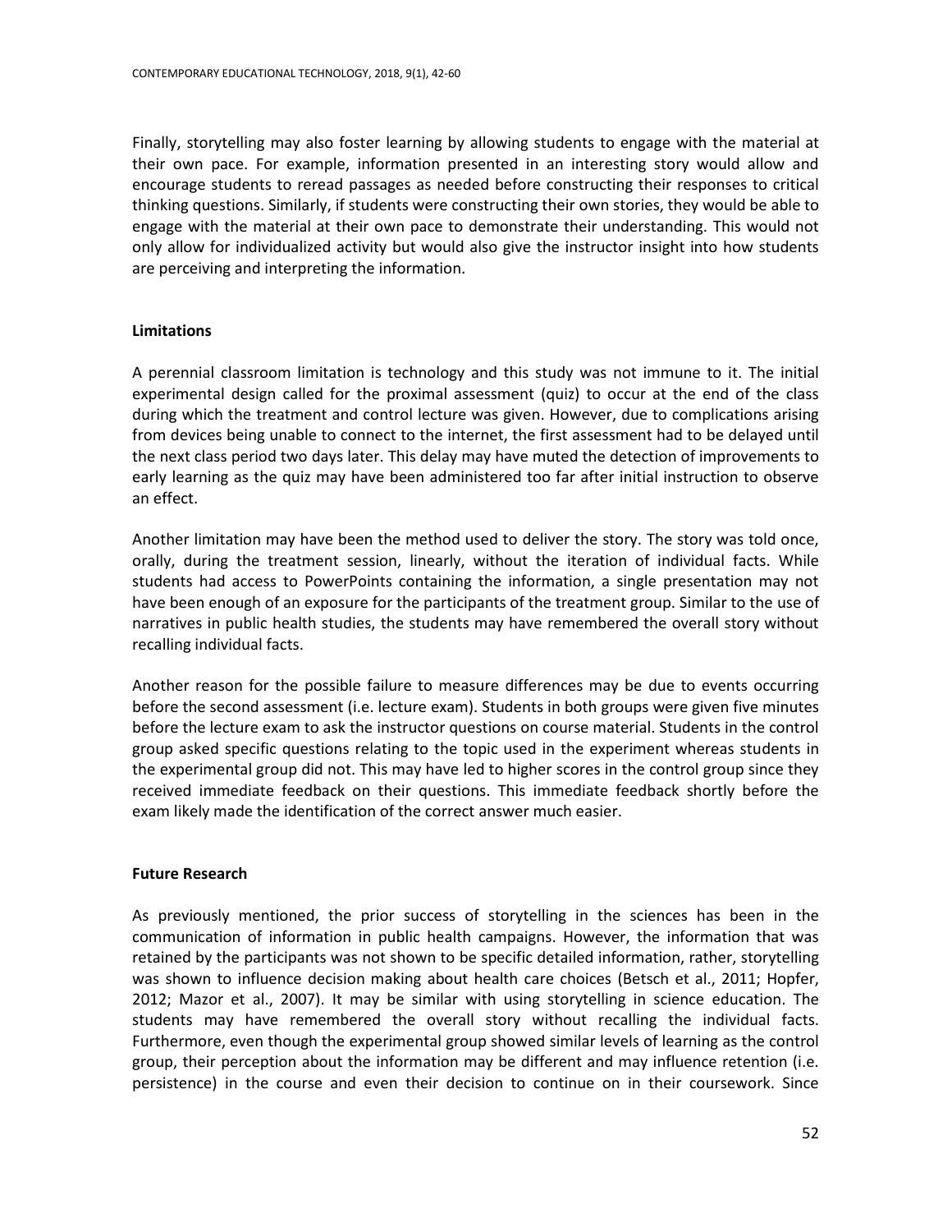Finally, storytelling may also foster learning by allowing students to engage with the material at their own pace. For example, information presented in an interesting story would allow and encourage students to reread passages as needed before constructing their responses to critical thinking questions. Similarly, if students were constructing their own stories, they would be able to engage with the material at their own pace to demonstrate their understanding. This would not only allow for individualized activity but would also give the instructor insight into how students are perceiving and interpreting the information.

## Limitations

A perennial classroom limitation is technology and this study was not immune to it. The initial experimental design called for the proximal assessment (quiz) to occur at the end of the class during which the treatment and control lecture was given. However, due to complications arising from devices being unable to connect to the internet, the first assessment had to be delayed until the next class period two days later. This delay may have muted the detection of improvements to early learning as the quiz may have been administered too far after initial instruction to observe an effect.

Another limitation may have been the method used to deliver the story. The story was told once, orally, during the treatment session, linearly, without the iteration of individual facts. While students had access to PowerPoints containing the information, a single presentation may not have been enough of an exposure for the participants of the treatment group. Similar to the use of narratives in public health studies, the students may have remembered the overall story without recalling individual facts.

Another reason for the possible failure to measure differences may be due to events occurring before the second assessment (i.e. lecture exam). Students in both groups were given five minutes before the lecture exam to ask the instructor questions on course material. Students in the control group asked specific questions relating to the topic used in the experiment whereas students in the experimental group did not. This may have led to higher scores in the control group since they received immediate feedback on their questions. This immediate feedback shortly before the exam likely made the identification of the correct answer much easier.

## Future Research

As previously mentioned, the prior success of storytelling in the sciences has been in the communication of information in public health campaigns. However, the information that was retained by the participants was not shown to be specific detailed information, rather, storytelling was shown to influence decision making about health care choices (Betsch et al., 2011; Hopfer, 2012; Mazor et al., 2007). It may be similar with using storytelling in science education. The students may have remembered the overall story without recalling the individual facts. Furthermore, even though the experimental group showed similar levels of learning as the control group, their perception about the information may be different and may influence retention (i.e. persistence) in the course and even their decision to continue on in their coursework. Since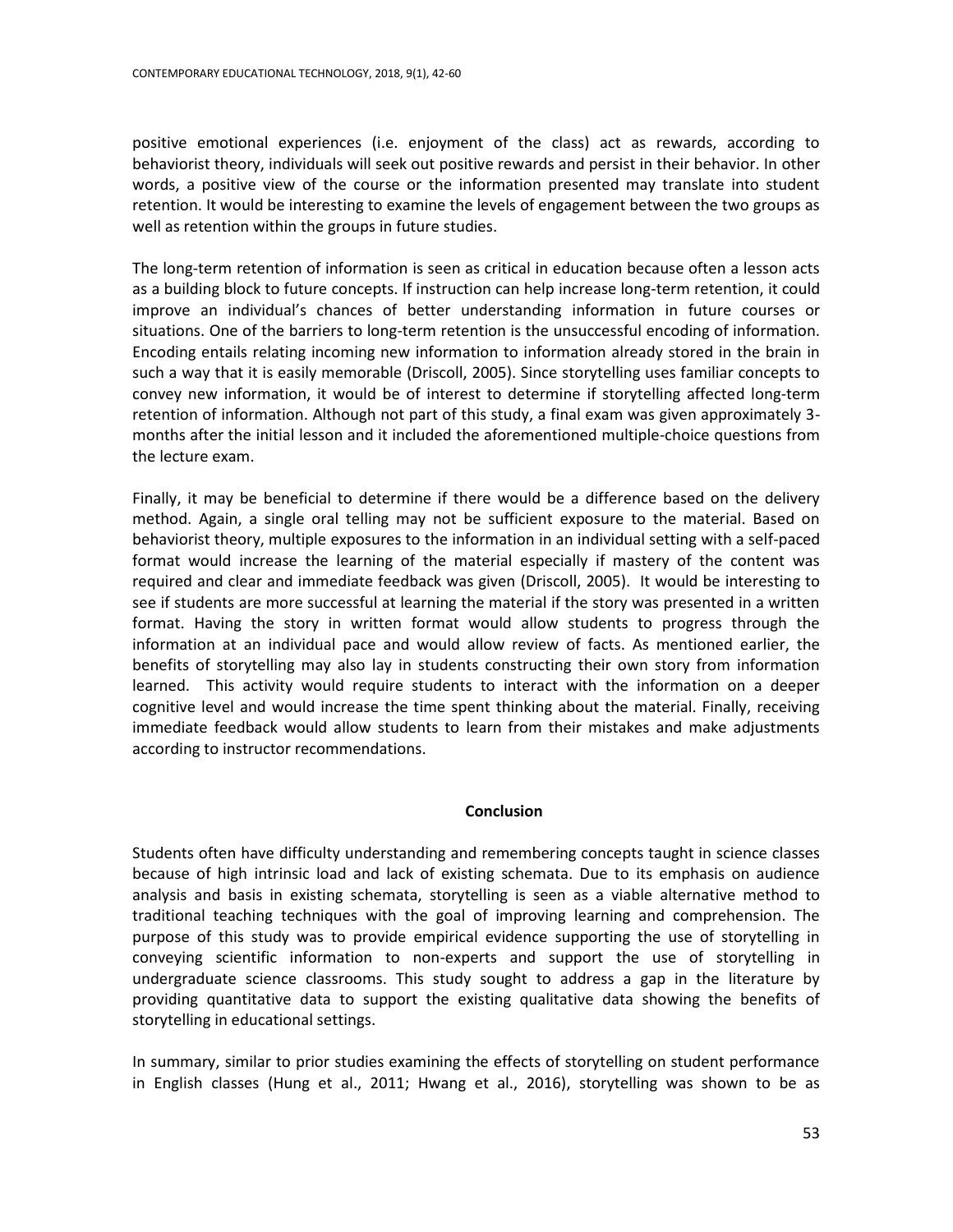positive emotional experiences (i.e. enjoyment of the class) act as rewards, according to behaviorist theory, individuals will seek out positive rewards and persist in their behavior. In other words, a positive view of the course or the information presented may translate into student retention. It would be interesting to examine the levels of engagement between the two groups as well as retention within the groups in future studies.

The long-term retention of information is seen as critical in education because often a lesson acts as a building block to future concepts. If instruction can help increase long-term retention, it could improve an individual's chances of better understanding information in future courses or situations. One of the barriers to long-term retention is the unsuccessful encoding of information. Encoding entails relating incoming new information to information already stored in the brain in such a way that it is easily memorable (Driscoll, 2005). Since storytelling uses familiar concepts to convey new information, it would be of interest to determine if storytelling affected long-term retention of information. Although not part of this study, a final exam was given approximately 3-months after the initial lesson and it included the aforementioned multiple-choice questions from the lecture exam.

Finally, it may be beneficial to determine if there would be a difference based on the delivery method. Again, a single oral telling may not be sufficient exposure to the material. Based on behaviorist theory, multiple exposures to the information in an individual setting with a self-paced format would increase the learning of the material especially if mastery of the content was required and clear and immediate feedback was given (Driscoll, 2005). It would be interesting to see if students are more successful at learning the material if the story was presented in a written format. Having the story in written format would allow students to progress through the information at an individual pace and would allow review of facts. As mentioned earlier, the benefits of storytelling may also lay in students constructing their own story from information learned. This activity would require students to interact with the information on a deeper cognitive level and would increase the time spent thinking about the material. Finally, receiving immediate feedback would allow students to learn from their mistakes and make adjustments according to instructor recommendations.

## Conclusion

Students often have difficulty understanding and remembering concepts taught in science classes because of high intrinsic load and lack of existing schemata. Due to its emphasis on audience analysis and basis in existing schemata, storytelling is seen as a viable alternative method to traditional teaching techniques with the goal of improving learning and comprehension. The purpose of this study was to provide empirical evidence supporting the use of storytelling in conveying scientific information to non-experts and support the use of storytelling in undergraduate science classrooms. This study sought to address a gap in the literature by providing quantitative data to support the existing qualitative data showing the benefits of storytelling in educational settings.

In summary, similar to prior studies examining the effects of storytelling on student performance in English classes (Hung et al., 2011; Hwang et al., 2016), storytelling was shown to be as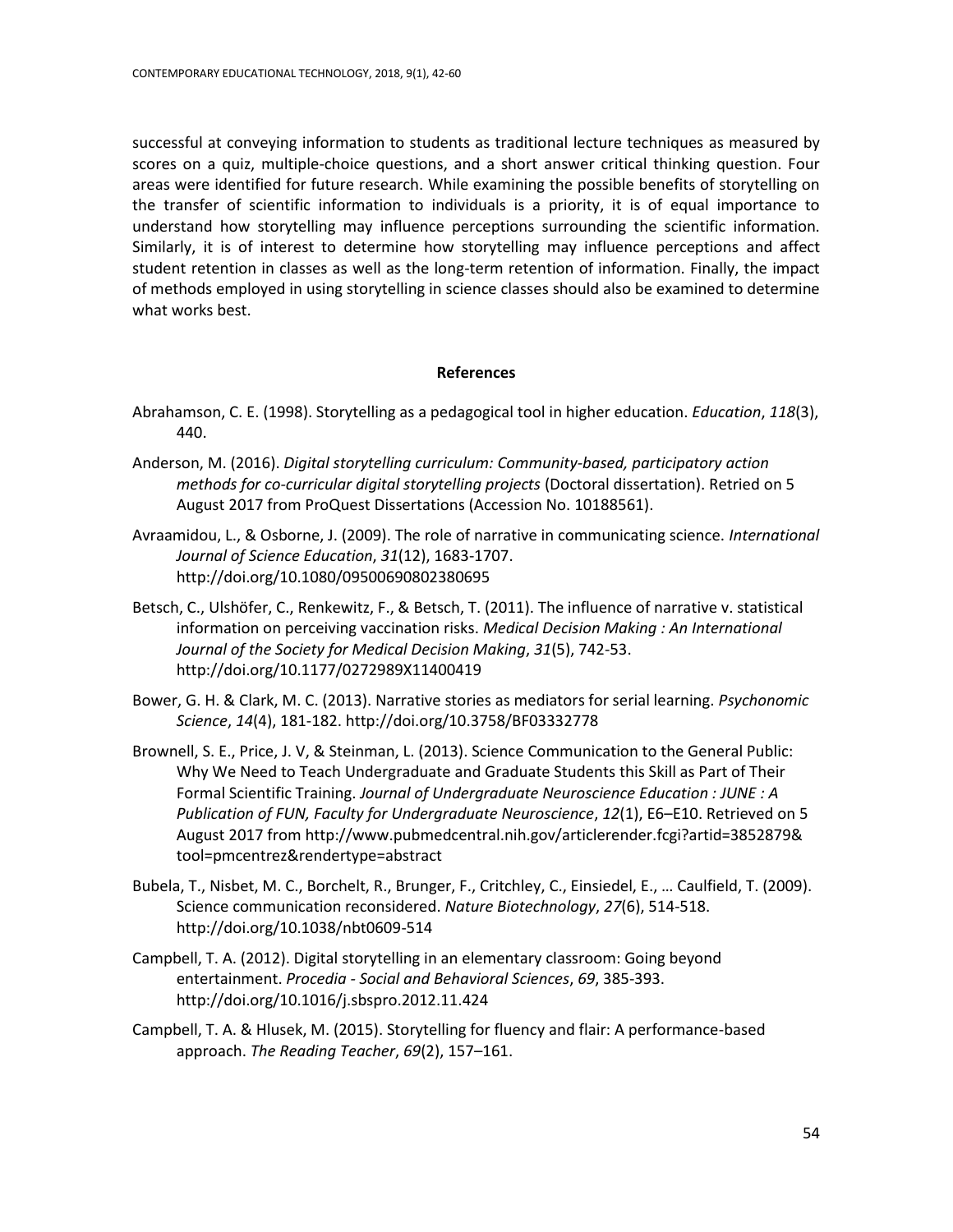successful at conveying information to students as traditional lecture techniques as measured by scores on a quiz, multiple-choice questions, and a short answer critical thinking question. Four areas were identified for future research. While examining the possible benefits of storytelling on the transfer of scientific information to individuals is a priority, it is of equal importance to understand how storytelling may influence perceptions surrounding the scientific information. Similarly, it is of interest to determine how storytelling may influence perceptions and affect student retention in classes as well as the long-term retention of information. Finally, the impact of methods employed in using storytelling in science classes should also be examined to determine what works best.

## References

Abrahamson, C. E. (1998). Storytelling as a pedagogical tool in higher education. *Education*, *118*(3), 440.

Anderson, M. (2016). *Digital storytelling curriculum: Community-based, participatory action methods for co-curricular digital storytelling projects* (Doctoral dissertation). Retried on 5 August 2017 from ProQuest Dissertations (Accession No. 10188561).

Avraamidou, L., & Osborne, J. (2009). The role of narrative in communicating science. *International Journal of Science Education*, *31*(12), 1683-1707. http://doi.org/10.1080/09500690802380695

Betsch, C., Ulshöfer, C., Renkewitz, F., & Betsch, T. (2011). The influence of narrative v. statistical information on perceiving vaccination risks. *Medical Decision Making : An International Journal of the Society for Medical Decision Making*, *31*(5), 742-53. http://doi.org/10.1177/0272989X11400419

Bower, G. H. & Clark, M. C. (2013). Narrative stories as mediators for serial learning. *Psychonomic Science*, *14*(4), 181-182. http://doi.org/10.3758/BF03332778

Brownell, S. E., Price, J. V, & Steinman, L. (2013). Science Communication to the General Public: Why We Need to Teach Undergraduate and Graduate Students this Skill as Part of Their Formal Scientific Training. *Journal of Undergraduate Neuroscience Education : JUNE : A Publication of FUN, Faculty for Undergraduate Neuroscience*, *12*(1), E6–E10. Retrieved on 5 August 2017 from http://www.pubmedcentral.nih.gov/articlerender.fcgi?artid=3852879&tool=pmcentrez&rendertype=abstract

Bubela, T., Nisbet, M. C., Borchelt, R., Brunger, F., Critchley, C., Einsiedel, E., … Caulfield, T. (2009). Science communication reconsidered. *Nature Biotechnology*, *27*(6), 514-518. http://doi.org/10.1038/nbt0609-514

Campbell, T. A. (2012). Digital storytelling in an elementary classroom: Going beyond entertainment. *Procedia - Social and Behavioral Sciences*, *69*, 385-393. http://doi.org/10.1016/j.sbspro.2012.11.424

Campbell, T. A. & Hlusek, M. (2015). Storytelling for fluency and flair: A performance-based approach. *The Reading Teacher*, *69*(2), 157–161.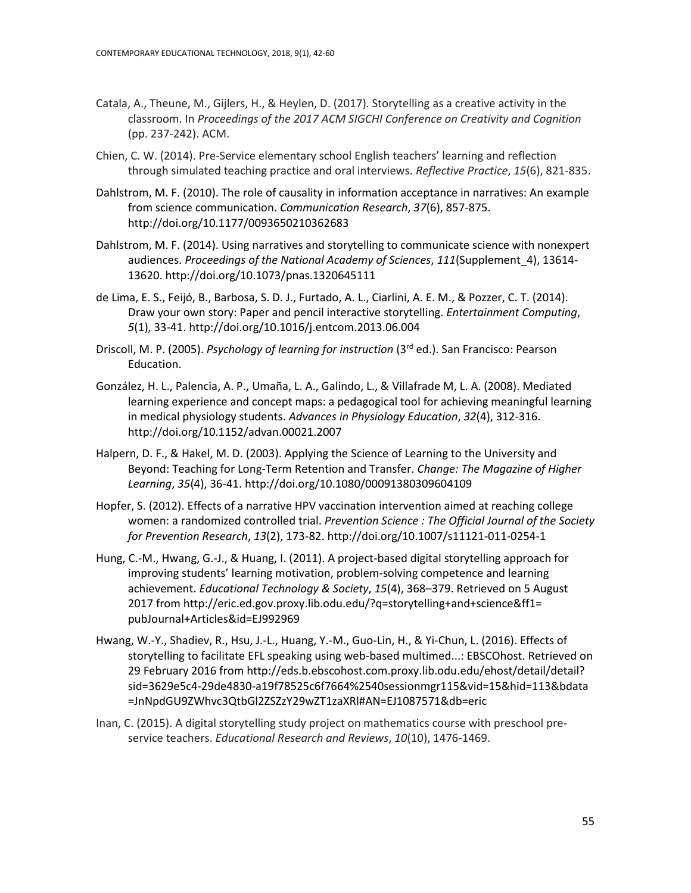Catala, A., Theune, M., Gijlers, H., & Heylen, D. (2017). Storytelling as a creative activity in the classroom. In *Proceedings of the 2017 ACM SIGCHI Conference on Creativity and Cognition* (pp. 237-242). ACM.

Chien, C. W. (2014). Pre-Service elementary school English teachers' learning and reflection through simulated teaching practice and oral interviews. *Reflective Practice*, *15*(6), 821-835.

Dahlstrom, M. F. (2010). The role of causality in information acceptance in narratives: An example from science communication. *Communication Research*, *37*(6), 857-875. http://doi.org/10.1177/0093650210362683

Dahlstrom, M. F. (2014). Using narratives and storytelling to communicate science with nonexpert audiences. *Proceedings of the National Academy of Sciences*, *111*(Supplement_4), 13614-13620. http://doi.org/10.1073/pnas.1320645111

de Lima, E. S., Feijó, B., Barbosa, S. D. J., Furtado, A. L., Ciarlini, A. E. M., & Pozzer, C. T. (2014). Draw your own story: Paper and pencil interactive storytelling. *Entertainment Computing*, *5*(1), 33-41. http://doi.org/10.1016/j.entcom.2013.06.004

Driscoll, M. P. (2005). *Psychology of learning for instruction* (3rd ed.). San Francisco: Pearson Education.

González, H. L., Palencia, A. P., Umaña, L. A., Galindo, L., & Villafrade M, L. A. (2008). Mediated learning experience and concept maps: a pedagogical tool for achieving meaningful learning in medical physiology students. *Advances in Physiology Education*, *32*(4), 312-316. http://doi.org/10.1152/advan.00021.2007

Halpern, D. F., & Hakel, M. D. (2003). Applying the Science of Learning to the University and Beyond: Teaching for Long-Term Retention and Transfer. *Change: The Magazine of Higher Learning*, *35*(4), 36-41. http://doi.org/10.1080/00091380309604109

Hopfer, S. (2012). Effects of a narrative HPV vaccination intervention aimed at reaching college women: a randomized controlled trial. *Prevention Science : The Official Journal of the Society for Prevention Research*, *13*(2), 173-82. http://doi.org/10.1007/s11121-011-0254-1

Hung, C.-M., Hwang, G.-J., & Huang, I. (2011). A project-based digital storytelling approach for improving students' learning motivation, problem-solving competence and learning achievement. *Educational Technology & Society*, *15*(4), 368–379. Retrieved on 5 August 2017 from http://eric.ed.gov.proxy.lib.odu.edu/?q=storytelling+and+science&ff1=pubJournal+Articles&id=EJ992969

Hwang, W.-Y., Shadiev, R., Hsu, J.-L., Huang, Y.-M., Guo-Lin, H., & Yi-Chun, L. (2016). Effects of storytelling to facilitate EFL speaking using web-based multimed...: EBSCOhost. Retrieved on 29 February 2016 from http://eds.b.ebscohost.com.proxy.lib.odu.edu/ehost/detail/detail?sid=3629e5c4-29de4830-a19f78525c6f7664%2540sessionmgr115&vid=15&hid=113&bdata=JnNpdGU9ZWhvc3QtbGl2ZSZzY29wZT1zaXRl#AN=EJ1087571&db=eric

Inan, C. (2015). A digital storytelling study project on mathematics course with preschool pre-service teachers. *Educational Research and Reviews*, *10*(10), 1476-1469.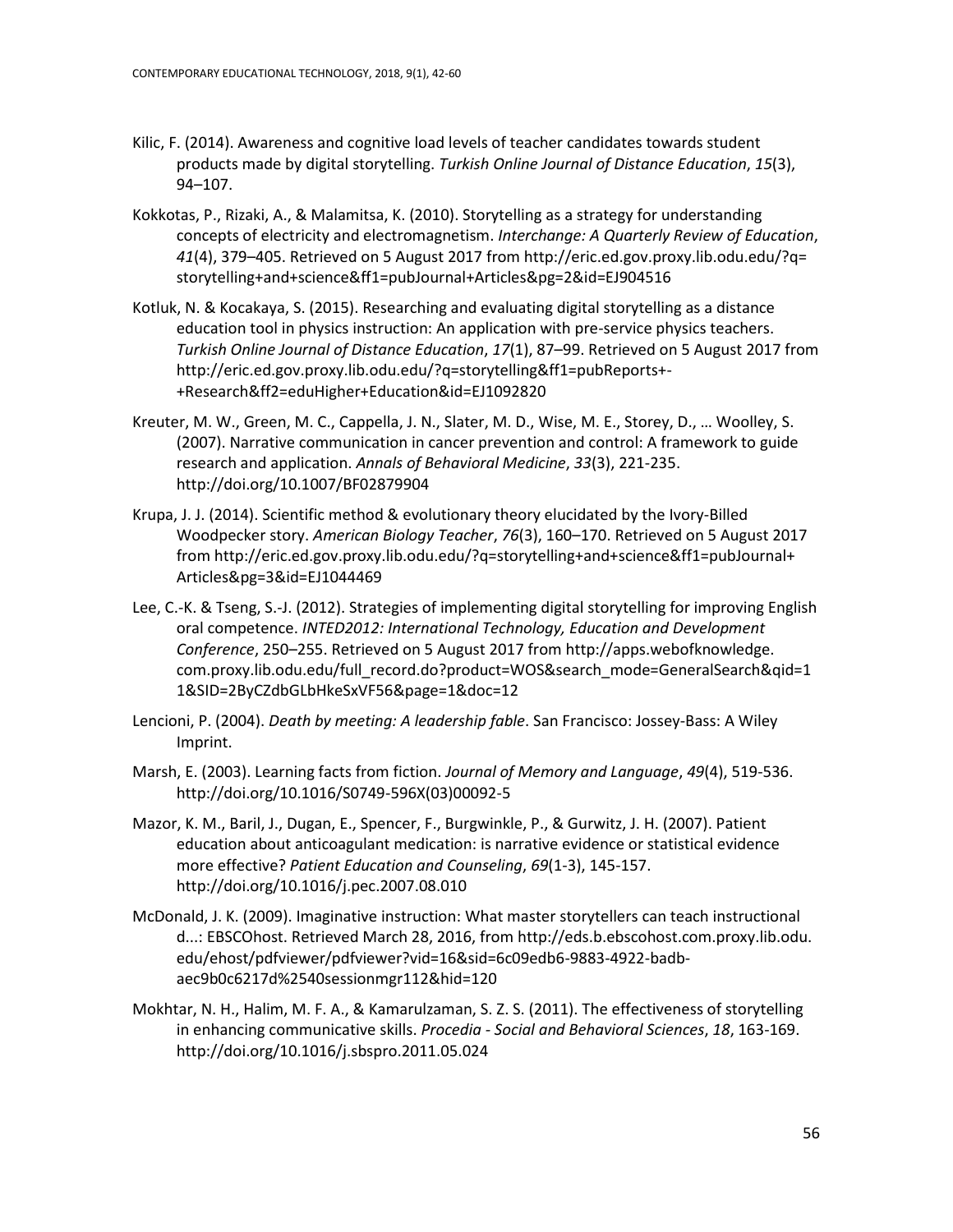Kilic, F. (2014). Awareness and cognitive load levels of teacher candidates towards student products made by digital storytelling. *Turkish Online Journal of Distance Education*, *15*(3), 94–107.

Kokkotas, P., Rizaki, A., & Malamitsa, K. (2010). Storytelling as a strategy for understanding concepts of electricity and electromagnetism. *Interchange: A Quarterly Review of Education*, *41*(4), 379–405. Retrieved on 5 August 2017 from http://eric.ed.gov.proxy.lib.odu.edu/?q=storytelling+and+science&ff1=pubJournal+Articles&pg=2&id=EJ904516

Kotluk, N. & Kocakaya, S. (2015). Researching and evaluating digital storytelling as a distance education tool in physics instruction: An application with pre-service physics teachers. *Turkish Online Journal of Distance Education*, *17*(1), 87–99. Retrieved on 5 August 2017 from http://eric.ed.gov.proxy.lib.odu.edu/?q=storytelling&ff1=pubReports+-+Research&ff2=eduHigher+Education&id=EJ1092820

Kreuter, M. W., Green, M. C., Cappella, J. N., Slater, M. D., Wise, M. E., Storey, D., … Woolley, S. (2007). Narrative communication in cancer prevention and control: A framework to guide research and application. *Annals of Behavioral Medicine*, *33*(3), 221-235. http://doi.org/10.1007/BF02879904

Krupa, J. J. (2014). Scientific method & evolutionary theory elucidated by the Ivory-Billed Woodpecker story. *American Biology Teacher*, *76*(3), 160–170. Retrieved on 5 August 2017 from http://eric.ed.gov.proxy.lib.odu.edu/?q=storytelling+and+science&ff1=pubJournal+Articles&pg=3&id=EJ1044469

Lee, C.-K. & Tseng, S.-J. (2012). Strategies of implementing digital storytelling for improving English oral competence. *INTED2012: International Technology, Education and Development Conference*, 250–255. Retrieved on 5 August 2017 from http://apps.webofknowledge.com.proxy.lib.odu.edu/full_record.do?product=WOS&search_mode=GeneralSearch&qid=11&SID=2ByCZdbGLbHkeSxVF56&page=1&doc=12

Lencioni, P. (2004). *Death by meeting: A leadership fable*. San Francisco: Jossey-Bass: A Wiley Imprint.

Marsh, E. (2003). Learning facts from fiction. *Journal of Memory and Language*, *49*(4), 519-536. http://doi.org/10.1016/S0749-596X(03)00092-5

Mazor, K. M., Baril, J., Dugan, E., Spencer, F., Burgwinkle, P., & Gurwitz, J. H. (2007). Patient education about anticoagulant medication: is narrative evidence or statistical evidence more effective? *Patient Education and Counseling*, *69*(1-3), 145-157. http://doi.org/10.1016/j.pec.2007.08.010

McDonald, J. K. (2009). Imaginative instruction: What master storytellers can teach instructional d...: EBSCOhost. Retrieved March 28, 2016, from http://eds.b.ebscohost.com.proxy.lib.odu.edu/ehost/pdfviewer/pdfviewer?vid=16&sid=6c09edb6-9883-4922-badb-aec9b0c6217d%2540sessionmgr112&hid=120

Mokhtar, N. H., Halim, M. F. A., & Kamarulzaman, S. Z. S. (2011). The effectiveness of storytelling in enhancing communicative skills. *Procedia - Social and Behavioral Sciences*, *18*, 163-169. http://doi.org/10.1016/j.sbspro.2011.05.024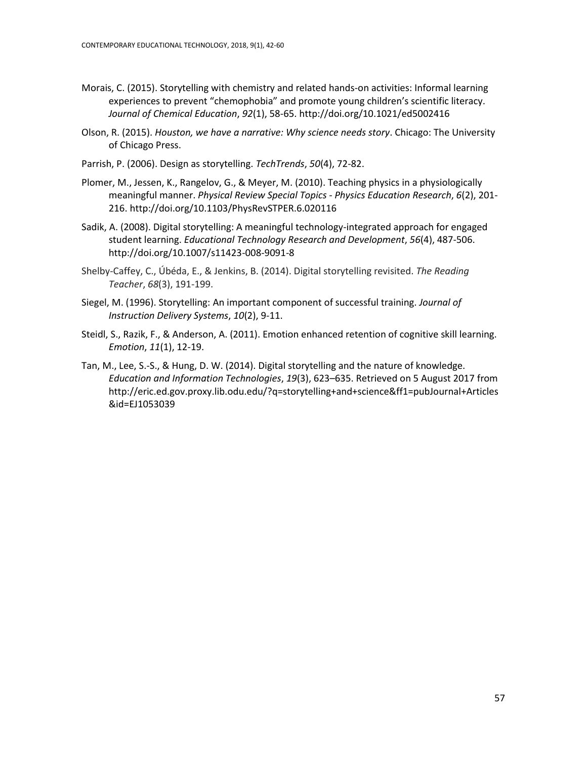Morais, C. (2015). Storytelling with chemistry and related hands-on activities: Informal learning experiences to prevent "chemophobia" and promote young children's scientific literacy. *Journal of Chemical Education*, *92*(1), 58-65. http://doi.org/10.1021/ed5002416

Olson, R. (2015). *Houston, we have a narrative: Why science needs story*. Chicago: The University of Chicago Press.

Parrish, P. (2006). Design as storytelling. *TechTrends*, *50*(4), 72-82.

Plomer, M., Jessen, K., Rangelov, G., & Meyer, M. (2010). Teaching physics in a physiologically meaningful manner. *Physical Review Special Topics - Physics Education Research*, *6*(2), 201-216. http://doi.org/10.1103/PhysRevSTPER.6.020116

Sadik, A. (2008). Digital storytelling: A meaningful technology-integrated approach for engaged student learning. *Educational Technology Research and Development*, *56*(4), 487-506. http://doi.org/10.1007/s11423-008-9091-8

Shelby-Caffey, C., Úbéda, E., & Jenkins, B. (2014). Digital storytelling revisited. *The Reading Teacher*, *68*(3), 191-199.

Siegel, M. (1996). Storytelling: An important component of successful training. *Journal of Instruction Delivery Systems*, *10*(2), 9-11.

Steidl, S., Razik, F., & Anderson, A. (2011). Emotion enhanced retention of cognitive skill learning. *Emotion*, *11*(1), 12-19.

Tan, M., Lee, S.-S., & Hung, D. W. (2014). Digital storytelling and the nature of knowledge. *Education and Information Technologies*, *19*(3), 623–635. Retrieved on 5 August 2017 from http://eric.ed.gov.proxy.lib.odu.edu/?q=storytelling+and+science&ff1=pubJournal+Articles&id=EJ1053039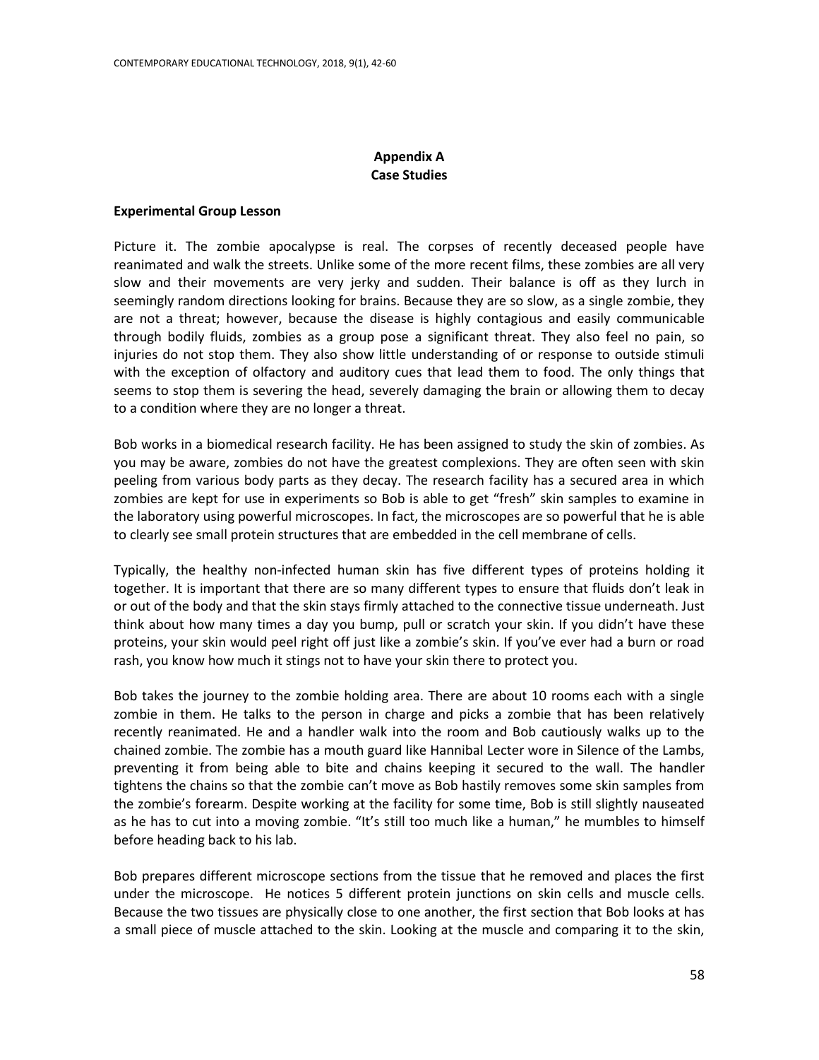## Appendix A
## Case Studies

**Experimental Group Lesson**

Picture it. The zombie apocalypse is real. The corpses of recently deceased people have reanimated and walk the streets. Unlike some of the more recent films, these zombies are all very slow and their movements are very jerky and sudden. Their balance is off as they lurch in seemingly random directions looking for brains. Because they are so slow, as a single zombie, they are not a threat; however, because the disease is highly contagious and easily communicable through bodily fluids, zombies as a group pose a significant threat. They also feel no pain, so injuries do not stop them. They also show little understanding of or response to outside stimuli with the exception of olfactory and auditory cues that lead them to food. The only things that seems to stop them is severing the head, severely damaging the brain or allowing them to decay to a condition where they are no longer a threat.

Bob works in a biomedical research facility. He has been assigned to study the skin of zombies. As you may be aware, zombies do not have the greatest complexions. They are often seen with skin peeling from various body parts as they decay. The research facility has a secured area in which zombies are kept for use in experiments so Bob is able to get "fresh" skin samples to examine in the laboratory using powerful microscopes. In fact, the microscopes are so powerful that he is able to clearly see small protein structures that are embedded in the cell membrane of cells.

Typically, the healthy non-infected human skin has five different types of proteins holding it together. It is important that there are so many different types to ensure that fluids don't leak in or out of the body and that the skin stays firmly attached to the connective tissue underneath. Just think about how many times a day you bump, pull or scratch your skin. If you didn't have these proteins, your skin would peel right off just like a zombie's skin. If you've ever had a burn or road rash, you know how much it stings not to have your skin there to protect you.

Bob takes the journey to the zombie holding area. There are about 10 rooms each with a single zombie in them. He talks to the person in charge and picks a zombie that has been relatively recently reanimated. He and a handler walk into the room and Bob cautiously walks up to the chained zombie. The zombie has a mouth guard like Hannibal Lecter wore in Silence of the Lambs, preventing it from being able to bite and chains keeping it secured to the wall. The handler tightens the chains so that the zombie can't move as Bob hastily removes some skin samples from the zombie's forearm. Despite working at the facility for some time, Bob is still slightly nauseated as he has to cut into a moving zombie. "It's still too much like a human," he mumbles to himself before heading back to his lab.

Bob prepares different microscope sections from the tissue that he removed and places the first under the microscope. He notices 5 different protein junctions on skin cells and muscle cells. Because the two tissues are physically close to one another, the first section that Bob looks at has a small piece of muscle attached to the skin. Looking at the muscle and comparing it to the skin,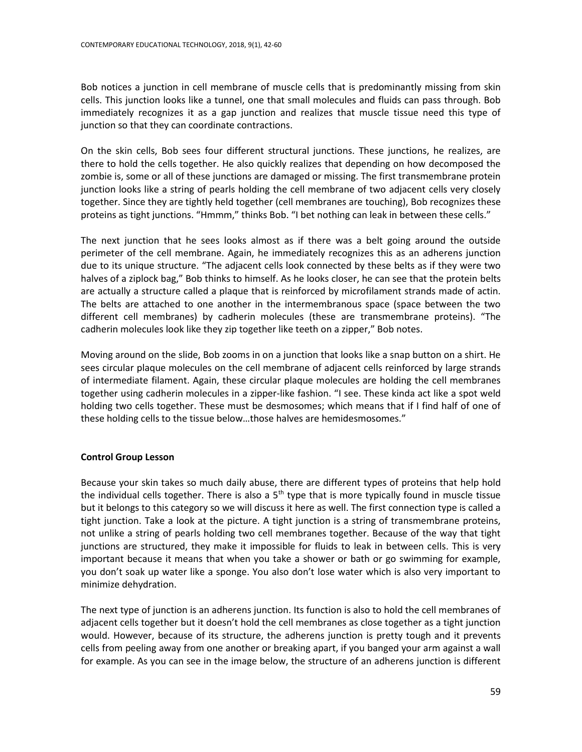Bob notices a junction in cell membrane of muscle cells that is predominantly missing from skin cells. This junction looks like a tunnel, one that small molecules and fluids can pass through. Bob immediately recognizes it as a gap junction and realizes that muscle tissue need this type of junction so that they can coordinate contractions.

On the skin cells, Bob sees four different structural junctions. These junctions, he realizes, are there to hold the cells together. He also quickly realizes that depending on how decomposed the zombie is, some or all of these junctions are damaged or missing. The first transmembrane protein junction looks like a string of pearls holding the cell membrane of two adjacent cells very closely together. Since they are tightly held together (cell membranes are touching), Bob recognizes these proteins as tight junctions. "Hmmm," thinks Bob. "I bet nothing can leak in between these cells."

The next junction that he sees looks almost as if there was a belt going around the outside perimeter of the cell membrane. Again, he immediately recognizes this as an adherens junction due to its unique structure. "The adjacent cells look connected by these belts as if they were two halves of a ziplock bag," Bob thinks to himself. As he looks closer, he can see that the protein belts are actually a structure called a plaque that is reinforced by microfilament strands made of actin. The belts are attached to one another in the intermembranous space (space between the two different cell membranes) by cadherin molecules (these are transmembrane proteins). "The cadherin molecules look like they zip together like teeth on a zipper," Bob notes.

Moving around on the slide, Bob zooms in on a junction that looks like a snap button on a shirt. He sees circular plaque molecules on the cell membrane of adjacent cells reinforced by large strands of intermediate filament. Again, these circular plaque molecules are holding the cell membranes together using cadherin molecules in a zipper-like fashion. "I see. These kinda act like a spot weld holding two cells together. These must be desmosomes; which means that if I find half of one of these holding cells to the tissue below…those halves are hemidesmosomes."

**Control Group Lesson**

Because your skin takes so much daily abuse, there are different types of proteins that help hold the individual cells together. There is also a 5th type that is more typically found in muscle tissue but it belongs to this category so we will discuss it here as well. The first connection type is called a tight junction. Take a look at the picture. A tight junction is a string of transmembrane proteins, not unlike a string of pearls holding two cell membranes together. Because of the way that tight junctions are structured, they make it impossible for fluids to leak in between cells. This is very important because it means that when you take a shower or bath or go swimming for example, you don't soak up water like a sponge. You also don't lose water which is also very important to minimize dehydration.

The next type of junction is an adherens junction. Its function is also to hold the cell membranes of adjacent cells together but it doesn't hold the cell membranes as close together as a tight junction would. However, because of its structure, the adherens junction is pretty tough and it prevents cells from peeling away from one another or breaking apart, if you banged your arm against a wall for example. As you can see in the image below, the structure of an adherens junction is different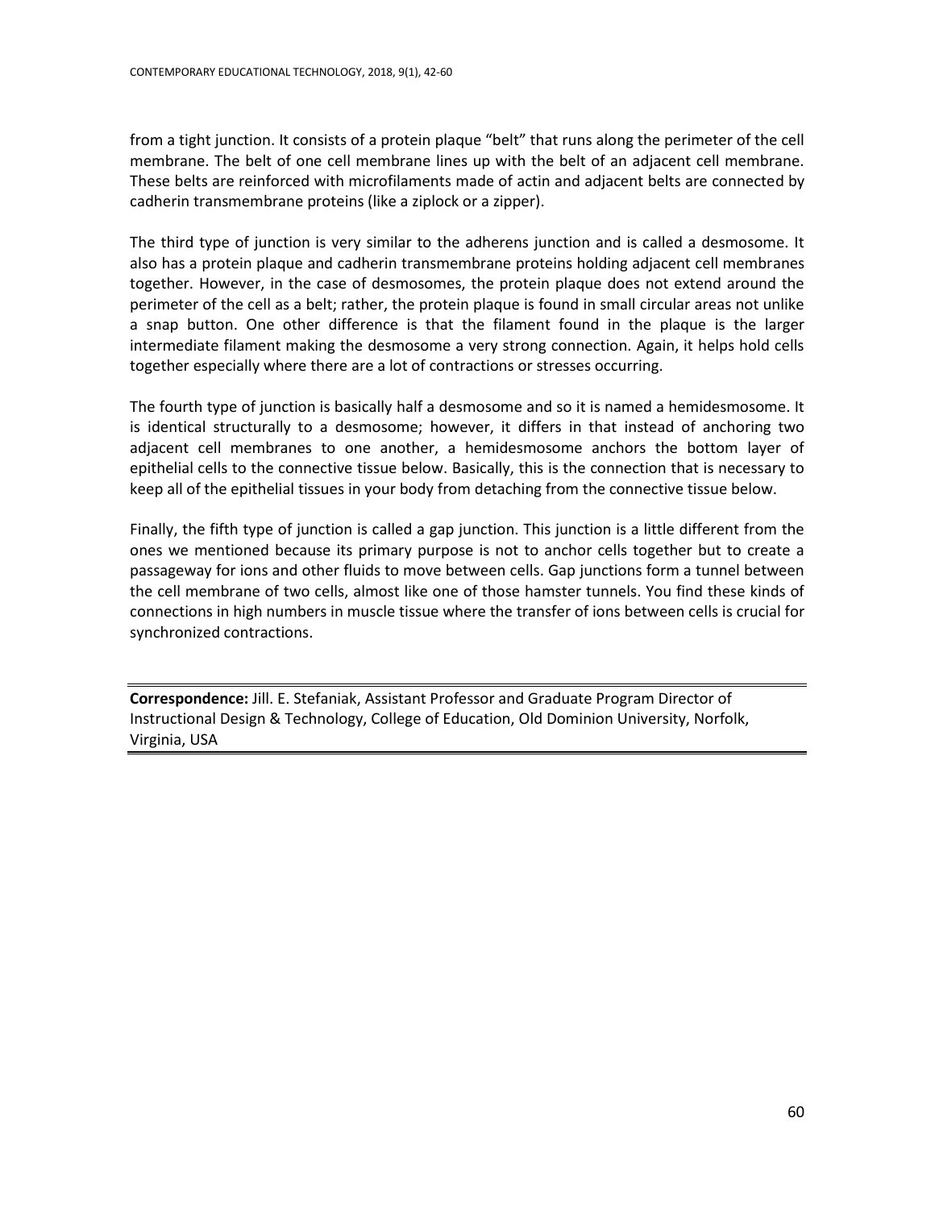from a tight junction. It consists of a protein plaque “belt” that runs along the perimeter of the cell membrane. The belt of one cell membrane lines up with the belt of an adjacent cell membrane. These belts are reinforced with microfilaments made of actin and adjacent belts are connected by cadherin transmembrane proteins (like a ziplock or a zipper).

The third type of junction is very similar to the adherens junction and is called a desmosome. It also has a protein plaque and cadherin transmembrane proteins holding adjacent cell membranes together. However, in the case of desmosomes, the protein plaque does not extend around the perimeter of the cell as a belt; rather, the protein plaque is found in small circular areas not unlike a snap button. One other difference is that the filament found in the plaque is the larger intermediate filament making the desmosome a very strong connection. Again, it helps hold cells together especially where there are a lot of contractions or stresses occurring.

The fourth type of junction is basically half a desmosome and so it is named a hemidesmosome. It is identical structurally to a desmosome; however, it differs in that instead of anchoring two adjacent cell membranes to one another, a hemidesmosome anchors the bottom layer of epithelial cells to the connective tissue below. Basically, this is the connection that is necessary to keep all of the epithelial tissues in your body from detaching from the connective tissue below.

Finally, the fifth type of junction is called a gap junction. This junction is a little different from the ones we mentioned because its primary purpose is not to anchor cells together but to create a passageway for ions and other fluids to move between cells. Gap junctions form a tunnel between the cell membrane of two cells, almost like one of those hamster tunnels. You find these kinds of connections in high numbers in muscle tissue where the transfer of ions between cells is crucial for synchronized contractions.

---

**Correspondence:** Jill. E. Stefaniak, Assistant Professor and Graduate Program Director of Instructional Design & Technology, College of Education, Old Dominion University, Norfolk, Virginia, USA